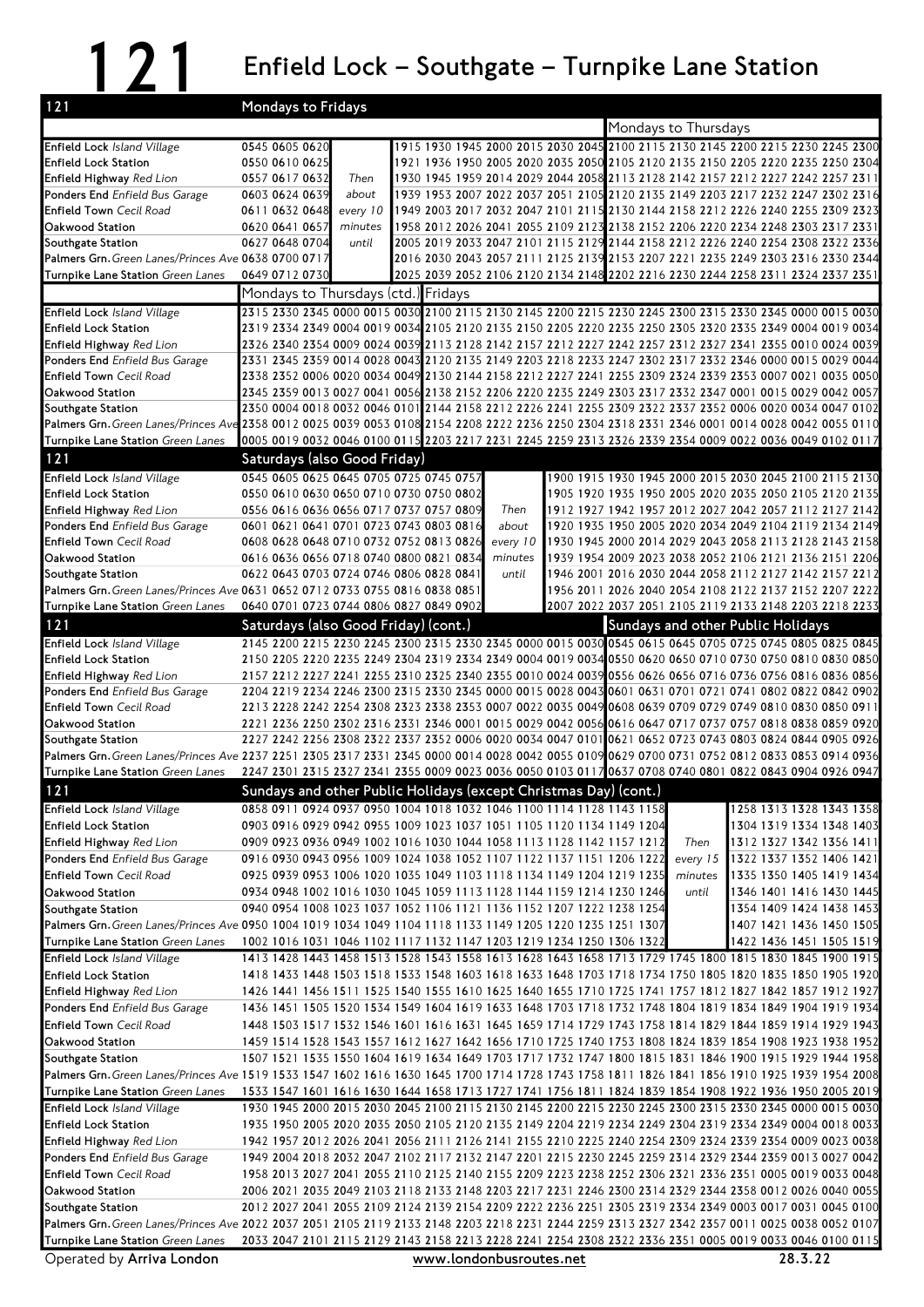# 121 Enfield Lock – Southgate – Turnpike Lane Station

## 121 Mondays to Fridays

| Stop | | | | | | | | | | | | | | Mondays to Thursdays | | | | | | | | |
|---|---|---|---|---|---|---|---|---|---|---|---|---|---|---|---|---|---|---|---|---|---|---|
| Enfield Lock *Island Village* | 0545 | 0605 | 0620 | | 1915 | 1930 | 1945 | 2000 | 2015 | 2030 | 2045 | 2100 | 2115 | 2130 | 2145 | 2200 | 2215 | 2230 | 2245 | 2300 |
| Enfield Lock Station | 0550 | 0610 | 0625 | | 1921 | 1936 | 1950 | 2005 | 2020 | 2035 | 2050 | 2105 | 2120 | 2135 | 2150 | 2205 | 2220 | 2235 | 2250 | 2304 |
| Enfield Highway *Red Lion* | 0557 | 0617 | 0632 | Then | 1930 | 1945 | 1959 | 2014 | 2029 | 2044 | 2058 | 2113 | 2128 | 2142 | 2157 | 2212 | 2227 | 2242 | 2257 | 2311 |
| Ponders End *Enfield Bus Garage* | 0603 | 0624 | 0639 | about | 1939 | 1953 | 2007 | 2022 | 2037 | 2051 | 2105 | 2120 | 2135 | 2149 | 2203 | 2217 | 2232 | 2247 | 2302 | 2316 |
| Enfield Town *Cecil Road* | 0611 | 0632 | 0648 | every 10 | 1949 | 2003 | 2017 | 2032 | 2047 | 2101 | 2115 | 2130 | 2144 | 2158 | 2212 | 2226 | 2240 | 2255 | 2309 | 2323 |
| Oakwood Station | 0620 | 0641 | 0657 | minutes | 1958 | 2012 | 2026 | 2041 | 2055 | 2109 | 2123 | 2138 | 2152 | 2206 | 2220 | 2234 | 2248 | 2303 | 2317 | 2331 |
| Southgate Station | 0627 | 0648 | 0704 | until | 2005 | 2019 | 2033 | 2047 | 2101 | 2115 | 2129 | 2144 | 2158 | 2212 | 2226 | 2240 | 2254 | 2308 | 2322 | 2336 |
| Palmers Grn. *Green Lanes/Princes Ave* | 0638 | 0700 | 0717 | | 2016 | 2030 | 2043 | 2057 | 2111 | 2125 | 2139 | 2153 | 2207 | 2221 | 2235 | 2249 | 2303 | 2316 | 2330 | 2344 |
| Turnpike Lane Station *Green Lanes* | 0649 | 0712 | 0730 | | 2025 | 2039 | 2052 | 2106 | 2120 | 2134 | 2148 | 2202 | 2216 | 2230 | 2244 | 2258 | 2311 | 2324 | 2337 | 2351 |

| Stop | Mondays to Thursdays (ctd.) | | | | | | Fridays | | | | | | | | | | | | | | | |
|---|---|---|---|---|---|---|---|---|---|---|---|---|---|---|---|---|---|---|---|---|---|---|
| Enfield Lock *Island Village* | 2315 | 2330 | 2345 | 0000 | 0015 | 0030 | 2100 | 2115 | 2130 | 2145 | 2200 | 2215 | 2230 | 2245 | 2300 | 2315 | 2330 | 2345 | 0000 | 0015 | 0030 |
| Enfield Lock Station | 2319 | 2334 | 2349 | 0004 | 0019 | 0034 | 2105 | 2120 | 2135 | 2150 | 2205 | 2220 | 2235 | 2250 | 2305 | 2320 | 2335 | 2349 | 0004 | 0019 | 0034 |
| Enfield Highway *Red Lion* | 2326 | 2340 | 2354 | 0009 | 0024 | 0039 | 2113 | 2128 | 2142 | 2157 | 2212 | 2227 | 2242 | 2257 | 2312 | 2327 | 2341 | 2355 | 0010 | 0024 | 0039 |
| Ponders End *Enfield Bus Garage* | 2331 | 2345 | 2359 | 0014 | 0028 | 0043 | 2120 | 2135 | 2149 | 2203 | 2218 | 2233 | 2247 | 2302 | 2317 | 2332 | 2346 | 0000 | 0015 | 0029 | 0044 |
| Enfield Town *Cecil Road* | 2338 | 2352 | 0006 | 0020 | 0034 | 0049 | 2130 | 2144 | 2158 | 2212 | 2227 | 2241 | 2255 | 2309 | 2324 | 2339 | 2353 | 0007 | 0021 | 0035 | 0050 |
| Oakwood Station | 2345 | 2359 | 0013 | 0027 | 0041 | 0056 | 2138 | 2152 | 2206 | 2220 | 2235 | 2249 | 2303 | 2317 | 2332 | 2347 | 0001 | 0015 | 0029 | 0042 | 0057 |
| Southgate Station | 2350 | 0004 | 0018 | 0032 | 0046 | 0101 | 2144 | 2158 | 2212 | 2226 | 2241 | 2255 | 2309 | 2322 | 2337 | 2352 | 0006 | 0020 | 0034 | 0047 | 0102 |
| Palmers Grn. *Green Lanes/Princes Ave* | 2358 | 0012 | 0025 | 0039 | 0053 | 0108 | 2154 | 2208 | 2222 | 2236 | 2250 | 2304 | 2318 | 2331 | 2346 | 0001 | 0014 | 0028 | 0042 | 0055 | 0110 |
| Turnpike Lane Station *Green Lanes* | 0005 | 0019 | 0032 | 0046 | 0100 | 0115 | 2203 | 2217 | 2231 | 2245 | 2259 | 2313 | 2326 | 2339 | 2354 | 0009 | 0022 | 0036 | 0049 | 0102 | 0117 |

## 121 Saturdays (also Good Friday)

| Stop | | | | | | | | | | | | | | | | | | | |
|---|---|---|---|---|---|---|---|---|---|---|---|---|---|---|---|---|---|---|---|
| Enfield Lock *Island Village* | 0545 | 0605 | 0625 | 0645 | 0705 | 0725 | 0745 | 0757 | | 1900 | 1915 | 1930 | 1945 | 2000 | 2015 | 2030 | 2045 | 2100 | 2115 | 2130 |
| Enfield Lock Station | 0550 | 0610 | 0630 | 0650 | 0710 | 0730 | 0750 | 0802 | | 1905 | 1920 | 1935 | 1950 | 2005 | 2020 | 2035 | 2050 | 2105 | 2120 | 2135 |
| Enfield Highway *Red Lion* | 0556 | 0616 | 0636 | 0656 | 0717 | 0737 | 0757 | 0809 | Then | 1912 | 1927 | 1942 | 1957 | 2012 | 2027 | 2042 | 2057 | 2112 | 2127 | 2142 |
| Ponders End *Enfield Bus Garage* | 0601 | 0621 | 0641 | 0701 | 0723 | 0743 | 0803 | 0816 | about | 1920 | 1935 | 1950 | 2005 | 2020 | 2034 | 2049 | 2104 | 2119 | 2134 | 2149 |
| Enfield Town *Cecil Road* | 0608 | 0628 | 0648 | 0710 | 0732 | 0752 | 0813 | 0826 | every 10 | 1930 | 1945 | 2000 | 2014 | 2029 | 2043 | 2058 | 2113 | 2128 | 2143 | 2158 |
| Oakwood Station | 0616 | 0636 | 0656 | 0718 | 0740 | 0800 | 0821 | 0834 | minutes | 1939 | 1954 | 2009 | 2023 | 2038 | 2052 | 2106 | 2121 | 2136 | 2151 | 2206 |
| Southgate Station | 0622 | 0643 | 0703 | 0724 | 0746 | 0806 | 0828 | 0841 | until | 1946 | 2001 | 2016 | 2030 | 2044 | 2058 | 2112 | 2127 | 2142 | 2157 | 2212 |
| Palmers Grn. *Green Lanes/Princes Ave* | 0631 | 0652 | 0712 | 0733 | 0755 | 0816 | 0838 | 0851 | | 1956 | 2011 | 2026 | 2040 | 2054 | 2108 | 2122 | 2137 | 2152 | 2207 | 2222 |
| Turnpike Lane Station *Green Lanes* | 0640 | 0701 | 0723 | 0744 | 0806 | 0827 | 0849 | 0902 | | 2007 | 2022 | 2037 | 2051 | 2105 | 2119 | 2133 | 2148 | 2203 | 2218 | 2233 |

| Stop | Saturdays (also Good Friday) (cont.) | | | | | | | | | | | | Sundays and other Public Holidays | | | | | | | | | |
|---|---|---|---|---|---|---|---|---|---|---|---|---|---|---|---|---|---|---|---|---|---|---|
| Enfield Lock *Island Village* | 2145 | 2200 | 2215 | 2230 | 2245 | 2300 | 2315 | 2330 | 2345 | 0000 | 0015 | 0030 | 0545 | 0615 | 0645 | 0705 | 0725 | 0745 | 0805 | 0825 | 0845 |
| Enfield Lock Station | 2150 | 2205 | 2220 | 2235 | 2249 | 2304 | 2319 | 2334 | 2349 | 0004 | 0019 | 0034 | 0550 | 0620 | 0650 | 0710 | 0730 | 0750 | 0810 | 0830 | 0850 |
| Enfield Highway *Red Lion* | 2157 | 2212 | 2227 | 2241 | 2255 | 2310 | 2325 | 2340 | 2355 | 0010 | 0024 | 0039 | 0556 | 0626 | 0656 | 0716 | 0736 | 0756 | 0816 | 0836 | 0856 |
| Ponders End *Enfield Bus Garage* | 2204 | 2219 | 2234 | 2246 | 2300 | 2315 | 2330 | 2345 | 0000 | 0015 | 0028 | 0043 | 0601 | 0631 | 0701 | 0721 | 0741 | 0802 | 0822 | 0842 | 0902 |
| Enfield Town *Cecil Road* | 2213 | 2228 | 2242 | 2254 | 2308 | 2323 | 2338 | 2353 | 0007 | 0022 | 0035 | 0049 | 0608 | 0639 | 0709 | 0729 | 0749 | 0810 | 0830 | 0850 | 0911 |
| Oakwood Station | 2221 | 2236 | 2250 | 2302 | 2316 | 2331 | 2346 | 0001 | 0015 | 0029 | 0042 | 0056 | 0616 | 0647 | 0717 | 0737 | 0757 | 0818 | 0838 | 0859 | 0920 |
| Southgate Station | 2227 | 2242 | 2256 | 2308 | 2322 | 2337 | 2352 | 0006 | 0020 | 0034 | 0047 | 0101 | 0621 | 0652 | 0723 | 0743 | 0803 | 0824 | 0844 | 0905 | 0926 |
| Palmers Grn. *Green Lanes/Princes Ave* | 2237 | 2251 | 2305 | 2317 | 2331 | 2345 | 0000 | 0014 | 0028 | 0042 | 0055 | 0109 | 0629 | 0700 | 0731 | 0752 | 0812 | 0833 | 0853 | 0914 | 0936 |
| Turnpike Lane Station *Green Lanes* | 2247 | 2301 | 2315 | 2327 | 2341 | 2355 | 0009 | 0023 | 0036 | 0050 | 0103 | 0117 | 0637 | 0708 | 0740 | 0801 | 0822 | 0843 | 0904 | 0926 | 0947 |

## 121 Sundays and other Public Holidays (except Christmas Day) (cont.)

| Stop | | | | | | | | | | | | | | | | | | |
|---|---|---|---|---|---|---|---|---|---|---|---|---|---|---|---|---|---|---|
| Enfield Lock *Island Village* | 0858 | 0911 | 0924 | 0937 | 0950 | 1004 | 1018 | 1032 | 1046 | 1100 | 1114 | 1128 | 1143 | 1158 | | 1258 | 1313 | 1328 | 1343 | 1358 |
| Enfield Lock Station | 0903 | 0916 | 0929 | 0942 | 0955 | 1009 | 1023 | 1037 | 1051 | 1105 | 1120 | 1134 | 1149 | 1204 | | 1304 | 1319 | 1334 | 1348 | 1403 |
| Enfield Highway *Red Lion* | 0909 | 0923 | 0936 | 0949 | 1002 | 1016 | 1030 | 1044 | 1058 | 1113 | 1128 | 1142 | 1157 | 1212 | Then | 1312 | 1327 | 1342 | 1356 | 1411 |
| Ponders End *Enfield Bus Garage* | 0916 | 0930 | 0943 | 0956 | 1009 | 1024 | 1038 | 1052 | 1107 | 1122 | 1137 | 1151 | 1206 | 1222 | every 15 | 1322 | 1337 | 1352 | 1406 | 1421 |
| Enfield Town *Cecil Road* | 0925 | 0939 | 0953 | 1006 | 1020 | 1035 | 1049 | 1103 | 1118 | 1134 | 1149 | 1204 | 1219 | 1235 | minutes | 1335 | 1350 | 1405 | 1419 | 1434 |
| Oakwood Station | 0934 | 0948 | 1002 | 1016 | 1030 | 1045 | 1059 | 1113 | 1128 | 1144 | 1159 | 1214 | 1230 | 1246 | until | 1346 | 1401 | 1416 | 1430 | 1445 |
| Southgate Station | 0940 | 0954 | 1008 | 1023 | 1037 | 1052 | 1106 | 1121 | 1136 | 1152 | 1207 | 1222 | 1238 | 1254 | | 1354 | 1409 | 1424 | 1438 | 1453 |
| Palmers Grn. *Green Lanes/Princes Ave* | 0950 | 1004 | 1019 | 1034 | 1049 | 1104 | 1118 | 1133 | 1149 | 1205 | 1220 | 1235 | 1251 | 1307 | | 1407 | 1421 | 1436 | 1450 | 1505 |
| Turnpike Lane Station *Green Lanes* | 1002 | 1016 | 1031 | 1046 | 1102 | 1117 | 1132 | 1147 | 1203 | 1219 | 1234 | 1250 | 1306 | 1322 | | 1422 | 1436 | 1451 | 1505 | 1519 |

| Stop | | | | | | | | | | | | | | | | | | | | | |
|---|---|---|---|---|---|---|---|---|---|---|---|---|---|---|---|---|---|---|---|---|---|
| Enfield Lock *Island Village* | 1413 | 1428 | 1443 | 1458 | 1513 | 1528 | 1543 | 1558 | 1613 | 1628 | 1643 | 1658 | 1713 | 1729 | 1745 | 1800 | 1815 | 1830 | 1845 | 1900 | 1915 |
| Enfield Lock Station | 1418 | 1433 | 1448 | 1503 | 1518 | 1533 | 1548 | 1603 | 1618 | 1633 | 1648 | 1703 | 1718 | 1734 | 1750 | 1805 | 1820 | 1835 | 1850 | 1905 | 1920 |
| Enfield Highway *Red Lion* | 1426 | 1441 | 1456 | 1511 | 1525 | 1540 | 1555 | 1610 | 1625 | 1640 | 1655 | 1710 | 1725 | 1741 | 1757 | 1812 | 1827 | 1842 | 1857 | 1912 | 1927 |
| Ponders End *Enfield Bus Garage* | 1436 | 1451 | 1505 | 1520 | 1534 | 1549 | 1604 | 1619 | 1633 | 1648 | 1703 | 1718 | 1732 | 1748 | 1804 | 1819 | 1834 | 1849 | 1904 | 1919 | 1934 |
| Enfield Town *Cecil Road* | 1448 | 1503 | 1517 | 1532 | 1546 | 1601 | 1616 | 1631 | 1645 | 1659 | 1714 | 1729 | 1743 | 1758 | 1814 | 1829 | 1844 | 1859 | 1914 | 1929 | 1943 |
| Oakwood Station | 1459 | 1514 | 1528 | 1543 | 1557 | 1612 | 1627 | 1642 | 1656 | 1710 | 1725 | 1740 | 1753 | 1808 | 1824 | 1839 | 1854 | 1908 | 1923 | 1938 | 1952 |
| Southgate Station | 1507 | 1521 | 1535 | 1550 | 1604 | 1619 | 1634 | 1649 | 1703 | 1717 | 1732 | 1747 | 1800 | 1815 | 1831 | 1846 | 1900 | 1915 | 1929 | 1944 | 1958 |
| Palmers Grn. *Green Lanes/Princes Ave* | 1519 | 1533 | 1547 | 1602 | 1616 | 1630 | 1645 | 1700 | 1714 | 1728 | 1743 | 1758 | 1811 | 1826 | 1841 | 1856 | 1910 | 1925 | 1939 | 1954 | 2008 |
| Turnpike Lane Station *Green Lanes* | 1533 | 1547 | 1601 | 1616 | 1630 | 1644 | 1658 | 1713 | 1727 | 1741 | 1756 | 1811 | 1824 | 1839 | 1854 | 1908 | 1922 | 1936 | 1950 | 2005 | 2019 |

| Stop | | | | | | | | | | | | | | | | | | | | | |
|---|---|---|---|---|---|---|---|---|---|---|---|---|---|---|---|---|---|---|---|---|---|
| Enfield Lock *Island Village* | 1930 | 1945 | 2000 | 2015 | 2030 | 2045 | 2100 | 2115 | 2130 | 2145 | 2200 | 2215 | 2230 | 2245 | 2300 | 2315 | 2330 | 2345 | 0000 | 0015 | 0030 |
| Enfield Lock Station | 1935 | 1950 | 2005 | 2020 | 2035 | 2050 | 2105 | 2120 | 2135 | 2149 | 2204 | 2219 | 2234 | 2249 | 2304 | 2319 | 2334 | 2349 | 0004 | 0018 | 0033 |
| Enfield Highway *Red Lion* | 1942 | 1957 | 2012 | 2026 | 2041 | 2056 | 2111 | 2126 | 2141 | 2155 | 2210 | 2225 | 2240 | 2254 | 2309 | 2324 | 2339 | 2354 | 0009 | 0023 | 0038 |
| Ponders End *Enfield Bus Garage* | 1949 | 2004 | 2018 | 2032 | 2047 | 2102 | 2117 | 2132 | 2147 | 2201 | 2215 | 2230 | 2245 | 2259 | 2314 | 2329 | 2344 | 2359 | 0013 | 0027 | 0042 |
| Enfield Town *Cecil Road* | 1958 | 2013 | 2027 | 2041 | 2055 | 2110 | 2125 | 2140 | 2155 | 2209 | 2223 | 2238 | 2252 | 2306 | 2321 | 2336 | 2351 | 0005 | 0019 | 0033 | 0048 |
| Oakwood Station | 2006 | 2021 | 2035 | 2049 | 2103 | 2118 | 2133 | 2148 | 2203 | 2217 | 2231 | 2246 | 2300 | 2314 | 2329 | 2344 | 2358 | 0012 | 0026 | 0040 | 0055 |
| Southgate Station | 2012 | 2027 | 2041 | 2055 | 2109 | 2124 | 2139 | 2154 | 2209 | 2222 | 2236 | 2251 | 2305 | 2319 | 2334 | 2349 | 0003 | 0017 | 0031 | 0045 | 0100 |
| Palmers Grn. *Green Lanes/Princes Ave* | 2022 | 2037 | 2051 | 2105 | 2119 | 2133 | 2148 | 2203 | 2218 | 2231 | 2244 | 2259 | 2313 | 2327 | 2342 | 2357 | 0011 | 0025 | 0038 | 0052 | 0107 |
| Turnpike Lane Station *Green Lanes* | 2033 | 2047 | 2101 | 2115 | 2129 | 2143 | 2158 | 2213 | 2228 | 2241 | 2254 | 2308 | 2322 | 2336 | 2351 | 0005 | 0019 | 0033 | 0046 | 0100 | 0115 |

Operated by **Arriva London** www.londonbusroutes.net 28.3.22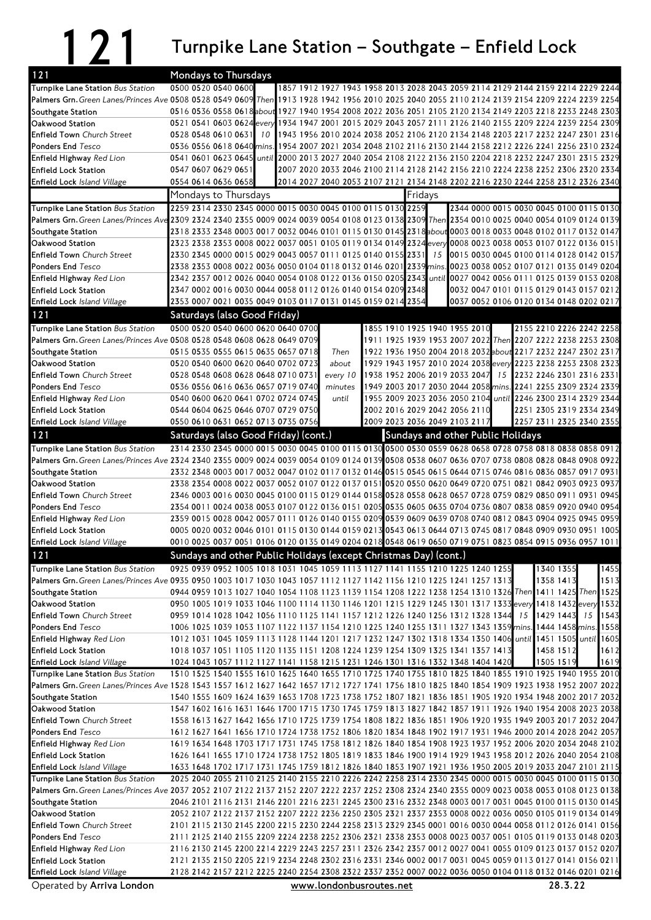# 121 Turnpike Lane Station – Southgate – Enfield Lock

## Mondays to Thursdays

| 121 | | | | | | | | | | | | | | | | | | | | |
|---|---|---|---|---|---|---|---|---|---|---|---|---|---|---|---|---|---|---|---|---|
| Turnpike Lane Station *Bus Station* | 0500 | 0520 | 0540 | 0600 | | 1857 | 1912 | 1927 | 1943 | 1958 | 2013 | 2028 | 2043 | 2059 | 2114 | 2129 | 2144 | 2159 | 2214 | 2229 | 2244 |
| Palmers Grn. *Green Lanes/Princes Ave* | 0508 | 0528 | 0549 | 0609 | *Then* | 1913 | 1928 | 1942 | 1956 | 2010 | 2025 | 2040 | 2055 | 2110 | 2124 | 2139 | 2154 | 2209 | 2224 | 2239 | 2254 |
| Southgate Station | 0516 | 0536 | 0558 | 0618 | *about* | 1927 | 1940 | 1954 | 2008 | 2022 | 2036 | 2051 | 2105 | 2120 | 2134 | 2149 | 2203 | 2218 | 2233 | 2248 | 2303 |
| Oakwood Station | 0521 | 0541 | 0603 | 0624 | *every* | 1934 | 1947 | 2001 | 2015 | 2029 | 2043 | 2057 | 2111 | 2126 | 2140 | 2155 | 2209 | 2224 | 2239 | 2254 | 2309 |
| Enfield Town *Church Street* | 0528 | 0548 | 0610 | 0631 | *10* | 1943 | 1956 | 2010 | 2024 | 2038 | 2052 | 2106 | 2120 | 2134 | 2148 | 2203 | 2217 | 2232 | 2247 | 2301 | 2316 |
| Ponders End *Tesco* | 0536 | 0556 | 0618 | 0640 | *mins.* | 1954 | 2007 | 2021 | 2034 | 2048 | 2102 | 2116 | 2130 | 2144 | 2158 | 2212 | 2226 | 2241 | 2256 | 2310 | 2324 |
| Enfield Highway *Red Lion* | 0541 | 0601 | 0623 | 0645 | *until* | 2000 | 2013 | 2027 | 2040 | 2054 | 2108 | 2122 | 2136 | 2150 | 2204 | 2218 | 2232 | 2247 | 2301 | 2315 | 2329 |
| Enfield Lock Station | 0547 | 0607 | 0629 | 0651 | | 2007 | 2020 | 2033 | 2046 | 2100 | 2114 | 2128 | 2142 | 2156 | 2210 | 2224 | 2238 | 2252 | 2306 | 2320 | 2334 |
| Enfield Lock *Island Village* | 0554 | 0614 | 0636 | 0658 | | 2014 | 2027 | 2040 | 2053 | 2107 | 2121 | 2134 | 2148 | 2202 | 2216 | 2230 | 2244 | 2258 | 2312 | 2326 | 2340 |

## Mondays to Thursdays / Fridays

| | Mondays to Thursdays | | | | | | | | | | | Fridays | | | | | | | | | |
|---|---|---|---|---|---|---|---|---|---|---|---|---|---|---|---|---|---|---|---|---|---|
| Turnpike Lane Station *Bus Station* | 2259 | 2314 | 2330 | 2345 | 0000 | 0015 | 0030 | 0045 | 0100 | 0115 | 0130 | 2259 | | 2344 | 0000 | 0015 | 0030 | 0045 | 0100 | 0115 | 0130 |
| Palmers Grn. *Green Lanes/Princes Ave* | 2309 | 2324 | 2340 | 2355 | 0009 | 0024 | 0039 | 0054 | 0108 | 0123 | 0138 | 2309 | *Then* | 2354 | 0010 | 0025 | 0040 | 0054 | 0109 | 0124 | 0139 |
| Southgate Station | 2318 | 2333 | 2348 | 0003 | 0017 | 0032 | 0046 | 0101 | 0115 | 0130 | 0145 | 2318 | *about* | 0003 | 0018 | 0033 | 0048 | 0102 | 0117 | 0132 | 0147 |
| Oakwood Station | 2323 | 2338 | 2353 | 0008 | 0022 | 0037 | 0051 | 0105 | 0119 | 0134 | 0149 | 2324 | *every* | 0008 | 0023 | 0038 | 0053 | 0107 | 0122 | 0136 | 0151 |
| Enfield Town *Church Street* | 2330 | 2345 | 0000 | 0015 | 0029 | 0043 | 0057 | 0111 | 0125 | 0140 | 0155 | 2331 | *15* | 0015 | 0030 | 0045 | 0100 | 0114 | 0128 | 0142 | 0157 |
| Ponders End *Tesco* | 2338 | 2353 | 0008 | 0022 | 0036 | 0050 | 0104 | 0118 | 0132 | 0146 | 0201 | 2339 | *mins.* | 0023 | 0038 | 0052 | 0107 | 0121 | 0135 | 0149 | 0204 |
| Enfield Highway *Red Lion* | 2342 | 2357 | 0012 | 0026 | 0040 | 0054 | 0108 | 0122 | 0136 | 0150 | 0205 | 2343 | *until* | 0027 | 0042 | 0056 | 0111 | 0125 | 0139 | 0153 | 0208 |
| Enfield Lock Station | 2347 | 0002 | 0016 | 0030 | 0044 | 0058 | 0112 | 0126 | 0140 | 0154 | 0209 | 2348 | | 0032 | 0047 | 0101 | 0115 | 0129 | 0143 | 0157 | 0212 |
| Enfield Lock *Island Village* | 2353 | 0007 | 0021 | 0035 | 0049 | 0103 | 0117 | 0131 | 0145 | 0159 | 0214 | 2354 | | 0037 | 0052 | 0106 | 0120 | 0134 | 0148 | 0202 | 0217 |

## Saturdays (also Good Friday)

| 121 | | | | | | | | | | | | | | | | | | | | |
|---|---|---|---|---|---|---|---|---|---|---|---|---|---|---|---|---|---|---|---|---|
| Turnpike Lane Station *Bus Station* | 0500 | 0520 | 0540 | 0600 | 0620 | 0640 | 0700 | | 1855 | 1910 | 1925 | 1940 | 1955 | 2010 | | 2155 | 2210 | 2226 | 2242 | 2258 |
| Palmers Grn. *Green Lanes/Princes Ave* | 0508 | 0528 | 0548 | 0608 | 0628 | 0649 | 0709 | | 1911 | 1925 | 1939 | 1953 | 2007 | 2022 | *Then* | 2207 | 2222 | 2238 | 2253 | 2308 |
| Southgate Station | 0515 | 0535 | 0555 | 0615 | 0635 | 0657 | 0718 | *Then* | 1922 | 1936 | 1950 | 2004 | 2018 | 2032 | *about* | 2217 | 2232 | 2247 | 2302 | 2317 |
| Oakwood Station | 0520 | 0540 | 0600 | 0620 | 0640 | 0702 | 0723 | *about* | 1929 | 1943 | 1957 | 2010 | 2024 | 2038 | *every* | 2223 | 2238 | 2253 | 2308 | 2323 |
| Enfield Town *Church Street* | 0528 | 0548 | 0608 | 0628 | 0648 | 0710 | 0731 | *every 10* | 1938 | 1952 | 2006 | 2019 | 2033 | 2047 | *15* | 2232 | 2246 | 2301 | 2316 | 2331 |
| Ponders End *Tesco* | 0536 | 0556 | 0616 | 0636 | 0657 | 0719 | 0740 | *minutes* | 1949 | 2003 | 2017 | 2030 | 2044 | 2058 | *mins.* | 2241 | 2255 | 2309 | 2324 | 2339 |
| Enfield Highway *Red Lion* | 0540 | 0600 | 0620 | 0641 | 0702 | 0724 | 0745 | *until* | 1955 | 2009 | 2023 | 2036 | 2050 | 2104 | *until* | 2246 | 2300 | 2314 | 2329 | 2344 |
| Enfield Lock Station | 0544 | 0604 | 0625 | 0646 | 0707 | 0729 | 0750 | | 2002 | 2016 | 2029 | 2042 | 2056 | 2110 | | 2251 | 2305 | 2319 | 2334 | 2349 |
| Enfield Lock *Island Village* | 0550 | 0610 | 0631 | 0652 | 0713 | 0735 | 0756 | | 2009 | 2023 | 2036 | 2049 | 2103 | 2117 | | 2257 | 2311 | 2325 | 2340 | 2355 |

## Saturdays (also Good Friday) (cont.) / Sundays and other Public Holidays

| 121 | Saturdays (also Good Friday) (cont.) | | | | | | | | | | Sundays and other Public Holidays | | | | | | | | | | |
|---|---|---|---|---|---|---|---|---|---|---|---|---|---|---|---|---|---|---|---|---|---|
| Turnpike Lane Station *Bus Station* | 2314 | 2330 | 2345 | 0000 | 0015 | 0030 | 0045 | 0100 | 0115 | 0130 | 0500 | 0530 | 0559 | 0628 | 0658 | 0728 | 0758 | 0818 | 0838 | 0858 | 0912 |
| Palmers Grn. *Green Lanes/Princes Ave* | 2324 | 2340 | 2355 | 0009 | 0024 | 0039 | 0054 | 0109 | 0124 | 0139 | 0508 | 0538 | 0607 | 0636 | 0707 | 0738 | 0808 | 0828 | 0848 | 0908 | 0922 |
| Southgate Station | 2332 | 2348 | 0003 | 0017 | 0032 | 0047 | 0102 | 0117 | 0132 | 0146 | 0515 | 0545 | 0615 | 0644 | 0715 | 0746 | 0816 | 0836 | 0857 | 0917 | 0931 |
| Oakwood Station | 2338 | 2354 | 0008 | 0022 | 0037 | 0052 | 0107 | 0122 | 0137 | 0151 | 0520 | 0550 | 0620 | 0649 | 0720 | 0751 | 0821 | 0842 | 0903 | 0923 | 0937 |
| Enfield Town *Church Street* | 2346 | 0003 | 0016 | 0030 | 0045 | 0100 | 0115 | 0129 | 0144 | 0158 | 0528 | 0558 | 0628 | 0657 | 0728 | 0759 | 0829 | 0850 | 0911 | 0931 | 0945 |
| Ponders End *Tesco* | 2354 | 0011 | 0024 | 0038 | 0053 | 0107 | 0122 | 0136 | 0151 | 0205 | 0535 | 0605 | 0635 | 0704 | 0736 | 0807 | 0838 | 0859 | 0920 | 0940 | 0954 |
| Enfield Highway *Red Lion* | 2359 | 0015 | 0028 | 0042 | 0057 | 0111 | 0126 | 0140 | 0155 | 0209 | 0539 | 0609 | 0639 | 0708 | 0740 | 0812 | 0843 | 0904 | 0925 | 0945 | 0959 |
| Enfield Lock Station | 0005 | 0020 | 0032 | 0046 | 0101 | 0115 | 0130 | 0144 | 0159 | 0213 | 0543 | 0613 | 0644 | 0713 | 0745 | 0817 | 0848 | 0909 | 0930 | 0951 | 1005 |
| Enfield Lock *Island Village* | 0010 | 0025 | 0037 | 0051 | 0106 | 0120 | 0135 | 0149 | 0204 | 0218 | 0548 | 0619 | 0650 | 0719 | 0751 | 0823 | 0854 | 0915 | 0936 | 0957 | 1011 |

## Sundays and other Public Holidays (except Christmas Day) (cont.)

| 121 | | | | | | | | | | | | | | | | | | | | | |
|---|---|---|---|---|---|---|---|---|---|---|---|---|---|---|---|---|---|---|---|---|---|
| Turnpike Lane Station *Bus Station* | 0925 | 0939 | 0952 | 1005 | 1018 | 1031 | 1045 | 1059 | 1113 | 1127 | 1141 | 1155 | 1210 | 1225 | 1240 | 1255 | | 1340 | 1355 | | 1455 |
| Palmers Grn. *Green Lanes/Princes Ave* | 0935 | 0950 | 1003 | 1017 | 1030 | 1043 | 1057 | 1112 | 1127 | 1142 | 1156 | 1210 | 1225 | 1241 | 1257 | 1313 | | 1358 | 1413 | | 1513 |
| Southgate Station | 0944 | 0959 | 1013 | 1027 | 1040 | 1054 | 1108 | 1123 | 1139 | 1154 | 1208 | 1222 | 1238 | 1254 | 1310 | 1326 | *Then* | 1411 | 1425 | *Then* | 1525 |
| Oakwood Station | 0950 | 1005 | 1019 | 1033 | 1046 | 1100 | 1114 | 1130 | 1146 | 1201 | 1215 | 1229 | 1245 | 1301 | 1317 | 1333 | *every* | 1418 | 1432 | *every* | 1532 |
| Enfield Town *Church Street* | 0959 | 1014 | 1028 | 1042 | 1056 | 1110 | 1125 | 1141 | 1157 | 1212 | 1226 | 1240 | 1256 | 1312 | 1328 | 1344 | *15* | 1429 | 1443 | *15* | 1543 |
| Ponders End *Tesco* | 1006 | 1025 | 1039 | 1053 | 1107 | 1122 | 1137 | 1154 | 1210 | 1225 | 1240 | 1255 | 1311 | 1327 | 1343 | 1359 | *mins.* | 1444 | 1458 | *mins.* | 1558 |
| Enfield Highway *Red Lion* | 1012 | 1031 | 1045 | 1059 | 1113 | 1128 | 1144 | 1201 | 1217 | 1232 | 1247 | 1302 | 1318 | 1334 | 1350 | 1406 | *until* | 1451 | 1505 | *until* | 1605 |
| Enfield Lock Station | 1018 | 1037 | 1051 | 1105 | 1120 | 1135 | 1151 | 1208 | 1224 | 1239 | 1254 | 1309 | 1325 | 1341 | 1357 | 1413 | | 1458 | 1512 | | 1612 |
| Enfield Lock *Island Village* | 1024 | 1043 | 1057 | 1112 | 1127 | 1141 | 1158 | 1215 | 1231 | 1246 | 1301 | 1316 | 1332 | 1348 | 1404 | 1420 | | 1505 | 1519 | | 1619 |

| | | | | | | | | | | | | | | | | | | | | | |
|---|---|---|---|---|---|---|---|---|---|---|---|---|---|---|---|---|---|---|---|---|---|
| Turnpike Lane Station *Bus Station* | 1510 | 1525 | 1540 | 1555 | 1610 | 1625 | 1640 | 1655 | 1710 | 1725 | 1740 | 1755 | 1810 | 1825 | 1840 | 1855 | 1910 | 1925 | 1940 | 1955 | 2010 |
| Palmers Grn. *Green Lanes/Princes Ave* | 1528 | 1543 | 1557 | 1612 | 1627 | 1642 | 1657 | 1712 | 1727 | 1741 | 1756 | 1810 | 1825 | 1840 | 1854 | 1909 | 1923 | 1938 | 1952 | 2007 | 2022 |
| Southgate Station | 1540 | 1555 | 1609 | 1624 | 1639 | 1653 | 1708 | 1723 | 1738 | 1752 | 1807 | 1821 | 1836 | 1851 | 1905 | 1920 | 1934 | 1948 | 2002 | 2017 | 2032 |
| Oakwood Station | 1547 | 1602 | 1616 | 1631 | 1646 | 1700 | 1715 | 1730 | 1745 | 1759 | 1813 | 1827 | 1842 | 1857 | 1911 | 1926 | 1940 | 1954 | 2008 | 2023 | 2038 |
| Enfield Town *Church Street* | 1558 | 1613 | 1627 | 1642 | 1656 | 1710 | 1725 | 1739 | 1754 | 1808 | 1822 | 1836 | 1851 | 1906 | 1920 | 1935 | 1949 | 2003 | 2017 | 2032 | 2047 |
| Ponders End *Tesco* | 1612 | 1627 | 1641 | 1656 | 1710 | 1724 | 1738 | 1752 | 1806 | 1820 | 1834 | 1848 | 1902 | 1917 | 1931 | 1946 | 2000 | 2014 | 2028 | 2042 | 2057 |
| Enfield Highway *Red Lion* | 1619 | 1634 | 1648 | 1703 | 1717 | 1731 | 1745 | 1758 | 1812 | 1826 | 1840 | 1854 | 1908 | 1923 | 1937 | 1952 | 2006 | 2020 | 2034 | 2048 | 2102 |
| Enfield Lock Station | 1626 | 1641 | 1655 | 1710 | 1724 | 1738 | 1752 | 1805 | 1819 | 1833 | 1846 | 1900 | 1914 | 1929 | 1943 | 1958 | 2012 | 2026 | 2040 | 2054 | 2108 |
| Enfield Lock *Island Village* | 1633 | 1648 | 1702 | 1717 | 1731 | 1745 | 1759 | 1812 | 1826 | 1840 | 1853 | 1907 | 1921 | 1936 | 1950 | 2005 | 2019 | 2033 | 2047 | 2101 | 2115 |

| | | | | | | | | | | | | | | | | | | | | | |
|---|---|---|---|---|---|---|---|---|---|---|---|---|---|---|---|---|---|---|---|---|---|
| Turnpike Lane Station *Bus Station* | 2025 | 2040 | 2055 | 2110 | 2125 | 2140 | 2155 | 2210 | 2226 | 2242 | 2258 | 2314 | 2330 | 2345 | 0000 | 0015 | 0030 | 0045 | 0100 | 0115 | 0130 |
| Palmers Grn. *Green Lanes/Princes Ave* | 2037 | 2052 | 2107 | 2122 | 2137 | 2152 | 2207 | 2222 | 2237 | 2252 | 2308 | 2324 | 2340 | 2355 | 0009 | 0023 | 0038 | 0053 | 0108 | 0123 | 0138 |
| Southgate Station | 2046 | 2101 | 2116 | 2131 | 2146 | 2201 | 2216 | 2231 | 2245 | 2300 | 2316 | 2332 | 2348 | 0003 | 0017 | 0031 | 0045 | 0100 | 0115 | 0130 | 0145 |
| Oakwood Station | 2052 | 2107 | 2122 | 2137 | 2152 | 2207 | 2222 | 2236 | 2250 | 2305 | 2321 | 2337 | 2353 | 0008 | 0022 | 0036 | 0050 | 0105 | 0119 | 0134 | 0149 |
| Enfield Town *Church Street* | 2101 | 2115 | 2130 | 2145 | 2200 | 2215 | 2230 | 2244 | 2258 | 2313 | 2329 | 2345 | 0001 | 0016 | 0030 | 0044 | 0058 | 0112 | 0126 | 0141 | 0156 |
| Ponders End *Tesco* | 2111 | 2125 | 2140 | 2155 | 2209 | 2224 | 2238 | 2252 | 2306 | 2321 | 2338 | 2353 | 0008 | 0023 | 0037 | 0051 | 0105 | 0119 | 0133 | 0148 | 0203 |
| Enfield Highway *Red Lion* | 2116 | 2130 | 2145 | 2200 | 2214 | 2229 | 2243 | 2257 | 2311 | 2326 | 2342 | 2357 | 0012 | 0027 | 0041 | 0055 | 0109 | 0123 | 0137 | 0152 | 0207 |
| Enfield Lock Station | 2121 | 2135 | 2150 | 2205 | 2219 | 2234 | 2248 | 2302 | 2316 | 2331 | 2346 | 0002 | 0017 | 0031 | 0045 | 0059 | 0113 | 0127 | 0141 | 0156 | 0211 |
| Enfield Lock *Island Village* | 2128 | 2142 | 2157 | 2212 | 2225 | 2240 | 2254 | 2308 | 2322 | 2337 | 2352 | 0007 | 0022 | 0036 | 0050 | 0104 | 0118 | 0132 | 0146 | 0201 | 0216 |

Operated by **Arriva London** | www.londonbusroutes.net | 28.3.22